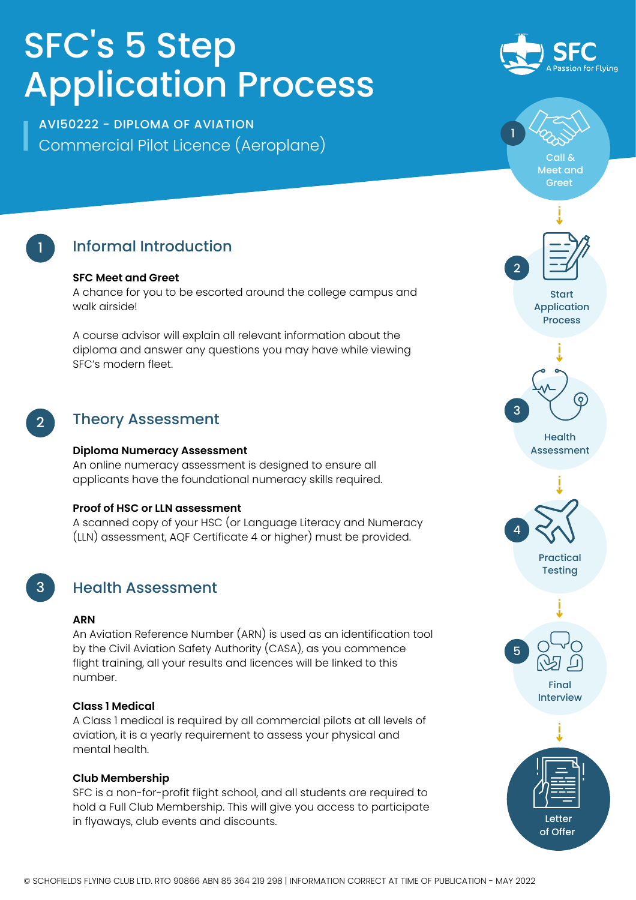# SFC's 5 Step Application Process

**AVI50222 - DIPLOMA OF AVIATION**

Commercial Pilot Licence (Aeroplane)

SFC — A Passion for Flying

1. Call & Meet and Greet
2. Start Application Process
3. Health Assessment
4. Practical Testing
5. Final Interview

Letter of Offer

## 1 Informal Introduction

**SFC Meet and Greet**
A chance for you to be escorted around the college campus and walk airside!

A course advisor will explain all relevant information about the diploma and answer any questions you may have while viewing SFC's modern fleet.

## 2 Theory Assessment

**Diploma Numeracy Assessment**
An online numeracy assessment is designed to ensure all applicants have the foundational numeracy skills required.

**Proof of HSC or LLN assessment**
A scanned copy of your HSC (or Language Literacy and Numeracy (LLN) assessment, AQF Certificate 4 or higher) must be provided.

## 3 Health Assessment

**ARN**
An Aviation Reference Number (ARN) is used as an identification tool by the Civil Aviation Safety Authority (CASA), as you commence flight training, all your results and licences will be linked to this number.

**Class 1 Medical**
A Class 1 medical is required by all commercial pilots at all levels of aviation, it is a yearly requirement to assess your physical and mental health.

**Club Membership**
SFC is a non-for-profit flight school, and all students are required to hold a Full Club Membership. This will give you access to participate in flyaways, club events and discounts.

© SCHOFIELDS FLYING CLUB LTD. RTO 90866 ABN 85 364 219 298 | INFORMATION CORRECT AT TIME OF PUBLICATION - MAY 2022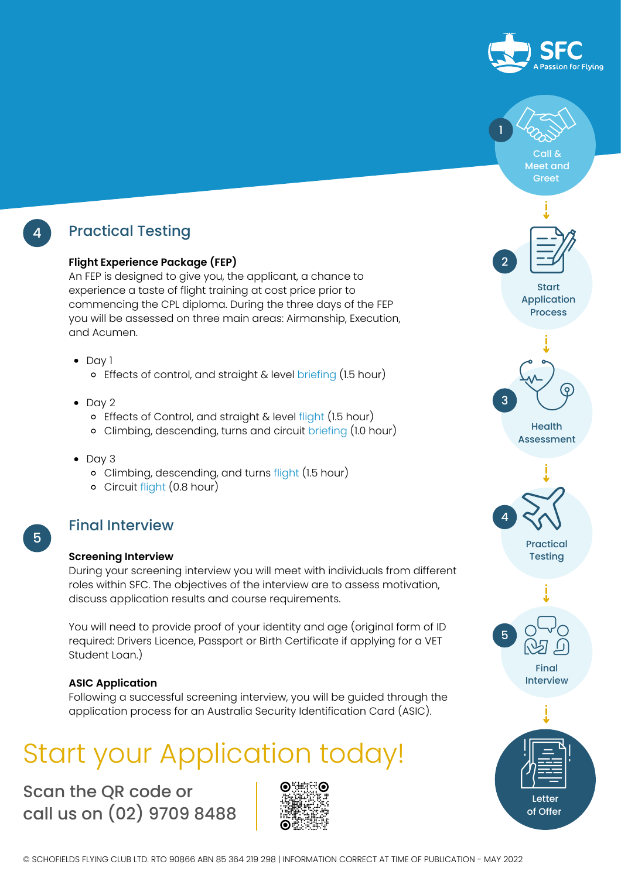SFC

A Passion for Flying

1. Call & Meet and Greet
2. Start Application Process
3. Health Assessment
4. Practical Testing
5. Final Interview

Letter of Offer

## 4 Practical Testing

**Flight Experience Package (FEP)**

An FEP is designed to give you, the applicant, a chance to experience a taste of flight training at cost price prior to commencing the CPL diploma. During the three days of the FEP you will be assessed on three main areas: Airmanship, Execution, and Acumen.

- Day 1
  - Effects of control, and straight & level briefing (1.5 hour)
- Day 2
  - Effects of Control, and straight & level flight (1.5 hour)
  - Climbing, descending, turns and circuit briefing (1.0 hour)
- Day 3
  - Climbing, descending, and turns flight (1.5 hour)
  - Circuit flight (0.8 hour)

## 5 Final Interview

**Screening Interview**

During your screening interview you will meet with individuals from different roles within SFC. The objectives of the interview are to assess motivation, discuss application results and course requirements.

You will need to provide proof of your identity and age (original form of ID required: Drivers Licence, Passport or Birth Certificate if applying for a VET Student Loan.)

**ASIC Application**

Following a successful screening interview, you will be guided through the application process for an Australia Security Identification Card (ASIC).

# Start your Application today!

Scan the QR code or call us on (02) 9709 8488

© SCHOFIELDS FLYING CLUB LTD. RTO 90866 ABN 85 364 219 298 | INFORMATION CORRECT AT TIME OF PUBLICATION - MAY 2022